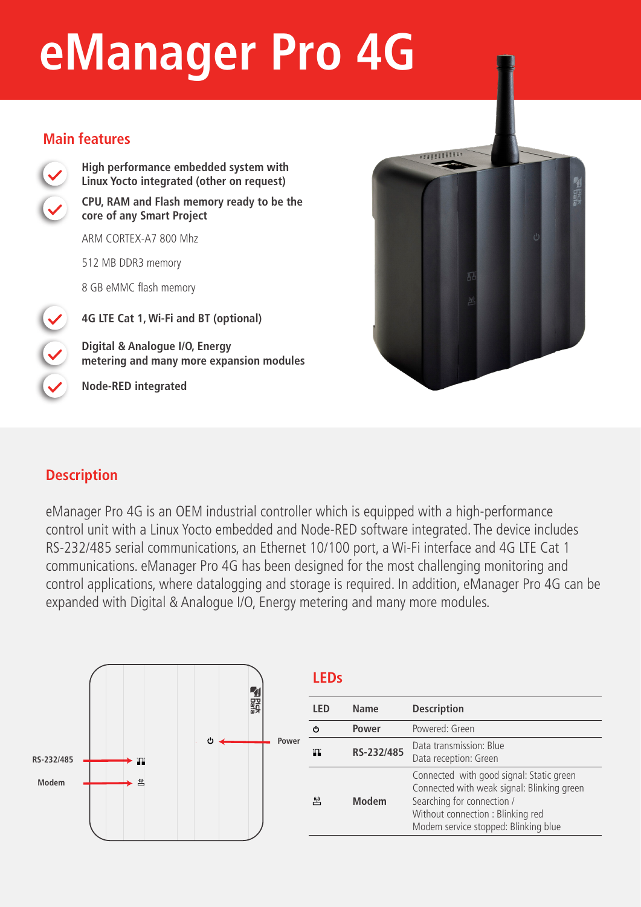# eManager Pro 4G

## Main features

- **High performance embedded system with Linux Yocto integrated (other on request)**
- **CPU, RAM and Flash memory ready to be the core of any Smart Project**

  ARM CORTEX-A7 800 Mhz

  512 MB DDR3 memory

  8 GB eMMC flash memory
- **4G LTE Cat 1, Wi-Fi and BT (optional)**
- **Digital & Analogue I/O, Energy metering and many more expansion modules**
- **Node-RED integrated**

## Description

eManager Pro 4G is an OEM industrial controller which is equipped with a high-performance control unit with a Linux Yocto embedded and Node-RED software integrated. The device includes RS-232/485 serial communications, an Ethernet 10/100 port, a Wi-Fi interface and 4G LTE Cat 1 communications. eManager Pro 4G has been designed for the most challenging monitoring and control applications, where datalogging and storage is required. In addition, eManager Pro 4G can be expanded with Digital & Analogue I/O, Energy metering and many more modules.

RS-232/485

Modem

Power

## LEDs

| LED | Name | Description |
|---|---|---|
| ⏻ | Power | Powered: Green |
| | RS-232/485 | Data transmission: Blue<br>Data reception: Green |
| | Modem | Connected with good signal: Static green<br>Connected with weak signal: Blinking green<br>Searching for connection /<br>Without connection : Blinking red<br>Modem service stopped: Blinking blue |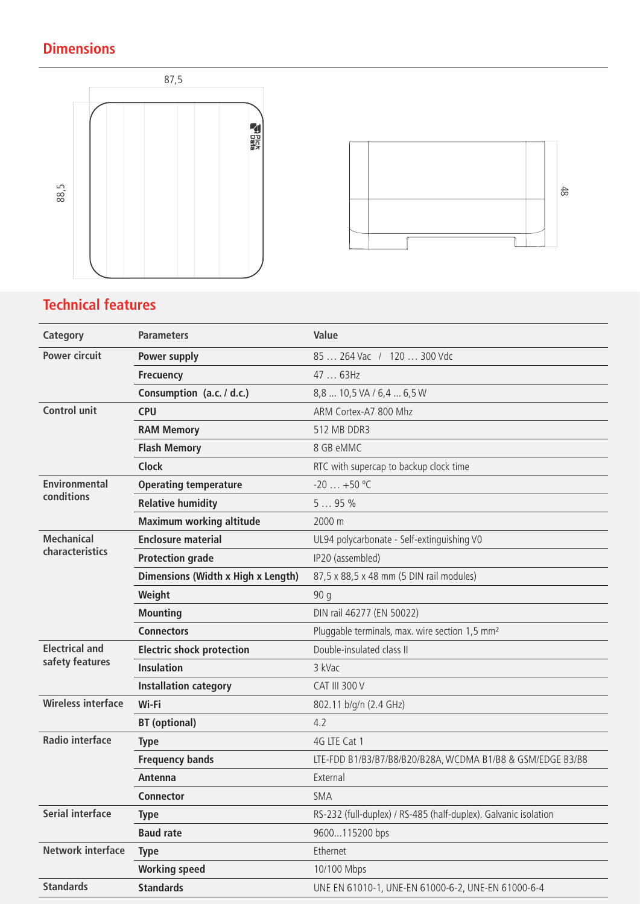## Dimensions

87,5

88,5

48

## Technical features

| Category | Parameters | Value |
|---|---|---|
| Power circuit | Power supply | 85 … 264 Vac / 120 … 300 Vdc |
| | Frecuency | 47 … 63Hz |
| | Consumption (a.c. / d.c.) | 8,8 ... 10,5 VA / 6,4 ... 6,5 W |
| Control unit | CPU | ARM Cortex-A7 800 Mhz |
| | RAM Memory | 512 MB DDR3 |
| | Flash Memory | 8 GB eMMC |
| | Clock | RTC with supercap to backup clock time |
| Environmental conditions | Operating temperature | -20 … +50 °C |
| | Relative humidity | 5 … 95 % |
| | Maximum working altitude | 2000 m |
| Mechanical characteristics | Enclosure material | UL94 polycarbonate - Self-extinguishing V0 |
| | Protection grade | IP20 (assembled) |
| | Dimensions (Width x High x Length) | 87,5 x 88,5 x 48 mm (5 DIN rail modules) |
| | Weight | 90 g |
| | Mounting | DIN rail 46277 (EN 50022) |
| | Connectors | Pluggable terminals, max. wire section 1,5 mm² |
| Electrical and safety features | Electric shock protection | Double-insulated class II |
| | Insulation | 3 kVac |
| | Installation category | CAT III 300 V |
| Wireless interface | Wi-Fi | 802.11 b/g/n (2.4 GHz) |
| | BT (optional) | 4.2 |
| Radio interface | Type | 4G LTE Cat 1 |
| | Frequency bands | LTE-FDD B1/B3/B7/B8/B20/B28A, WCDMA B1/B8 & GSM/EDGE B3/B8 |
| | Antenna | External |
| | Connector | SMA |
| Serial interface | Type | RS-232 (full-duplex) / RS-485 (half-duplex). Galvanic isolation |
| | Baud rate | 9600...115200 bps |
| Network interface | Type | Ethernet |
| | Working speed | 10/100 Mbps |
| Standards | Standards | UNE EN 61010-1, UNE-EN 61000-6-2, UNE-EN 61000-6-4 |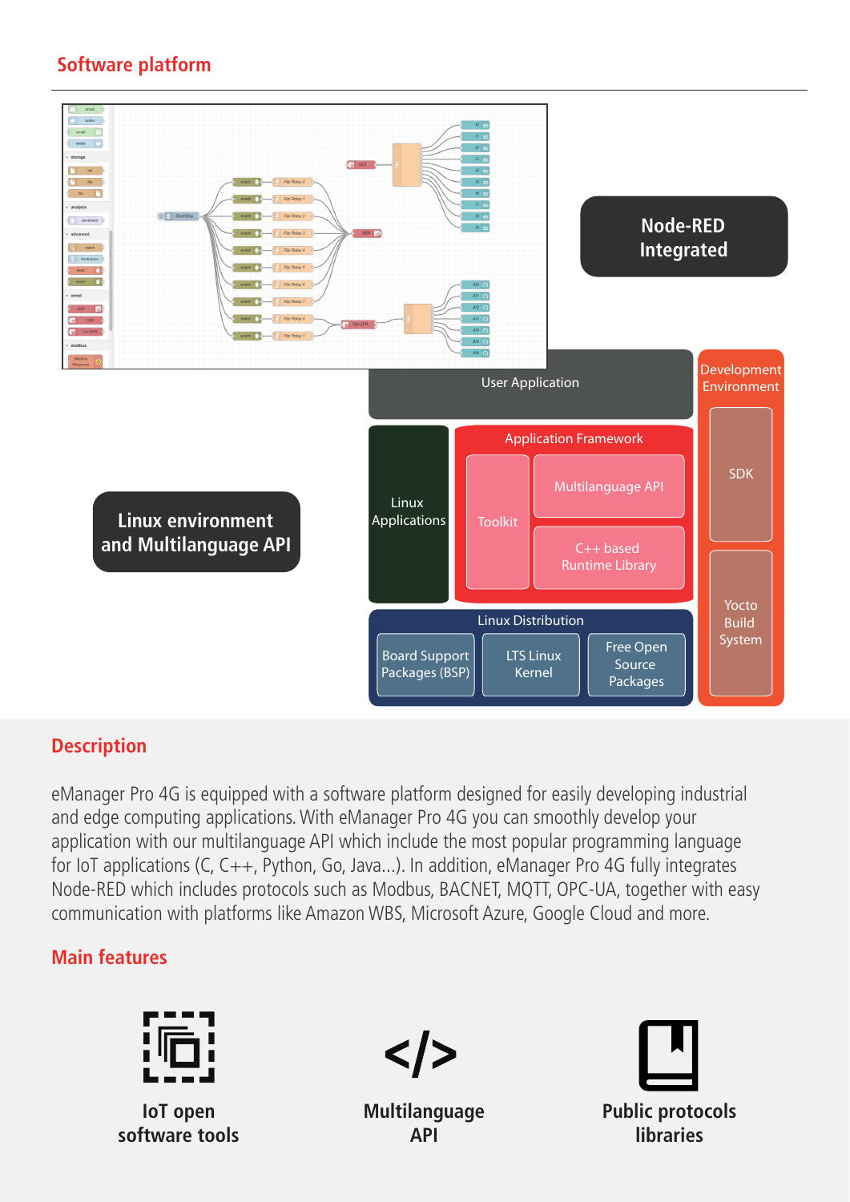## Software platform

Node-RED Integrated

User Application

Development Environment

Linux Applications

Application Framework

Toolkit

Multilanguage API

C++ based Runtime Library

SDK

Linux environment and Multilanguage API

Linux Distribution

Board Support Packages (BSP)

LTS Linux Kernel

Free Open Source Packages

Yocto Build System

## Description

eManager Pro 4G is equipped with a software platform designed for easily developing industrial and edge computing applications. With eManager Pro 4G you can smoothly develop your application with our multilanguage API which include the most popular programming language for IoT applications (C, C++, Python, Go, Java...). In addition, eManager Pro 4G fully integrates Node-RED which includes protocols such as Modbus, BACNET, MQTT, OPC-UA, together with easy communication with platforms like Amazon WBS, Microsoft Azure, Google Cloud and more.

## Main features

**IoT open software tools**

**Multilanguage API**

**Public protocols libraries**